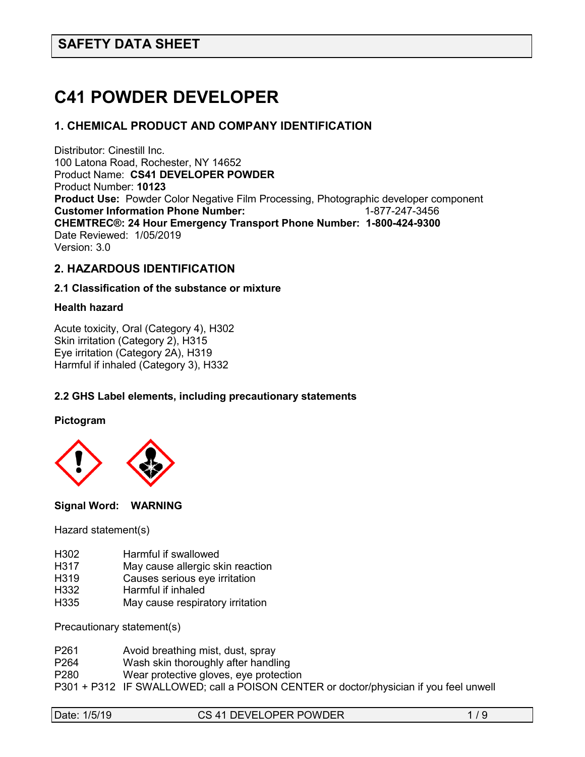## SAFETY DATA SHEET

# C41 POWDER DEVELOPER

## 1. CHEMICAL PRODUCT AND COMPANY IDENTIFICATION

Distributor: Cinestill Inc.
100 Latona Road, Rochester, NY 14652
Product Name: **CS41 DEVELOPER POWDER**
Product Number: **10123**
**Product Use:** Powder Color Negative Film Processing, Photographic developer component
**Customer Information Phone Number:** 1-877-247-3456
**CHEMTREC®: 24 Hour Emergency Transport Phone Number: 1-800-424-9300**
Date Reviewed: 1/05/2019
Version: 3.0

## 2. HAZARDOUS IDENTIFICATION

### 2.1 Classification of the substance or mixture

**Health hazard**

Acute toxicity, Oral (Category 4), H302
Skin irritation (Category 2), H315
Eye irritation (Category 2A), H319
Harmful if inhaled (Category 3), H332

### 2.2 GHS Label elements, including precautionary statements

**Pictogram**

**Signal Word: WARNING**

Hazard statement(s)

| | |
|---|---|
| H302 | Harmful if swallowed |
| H317 | May cause allergic skin reaction |
| H319 | Causes serious eye irritation |
| H332 | Harmful if inhaled |
| H335 | May cause respiratory irritation |

Precautionary statement(s)

| | |
|---|---|
| P261 | Avoid breathing mist, dust, spray |
| P264 | Wash skin thoroughly after handling |
| P280 | Wear protective gloves, eye protection |
| P301 + P312 | IF SWALLOWED; call a POISON CENTER or doctor/physician if you feel unwell |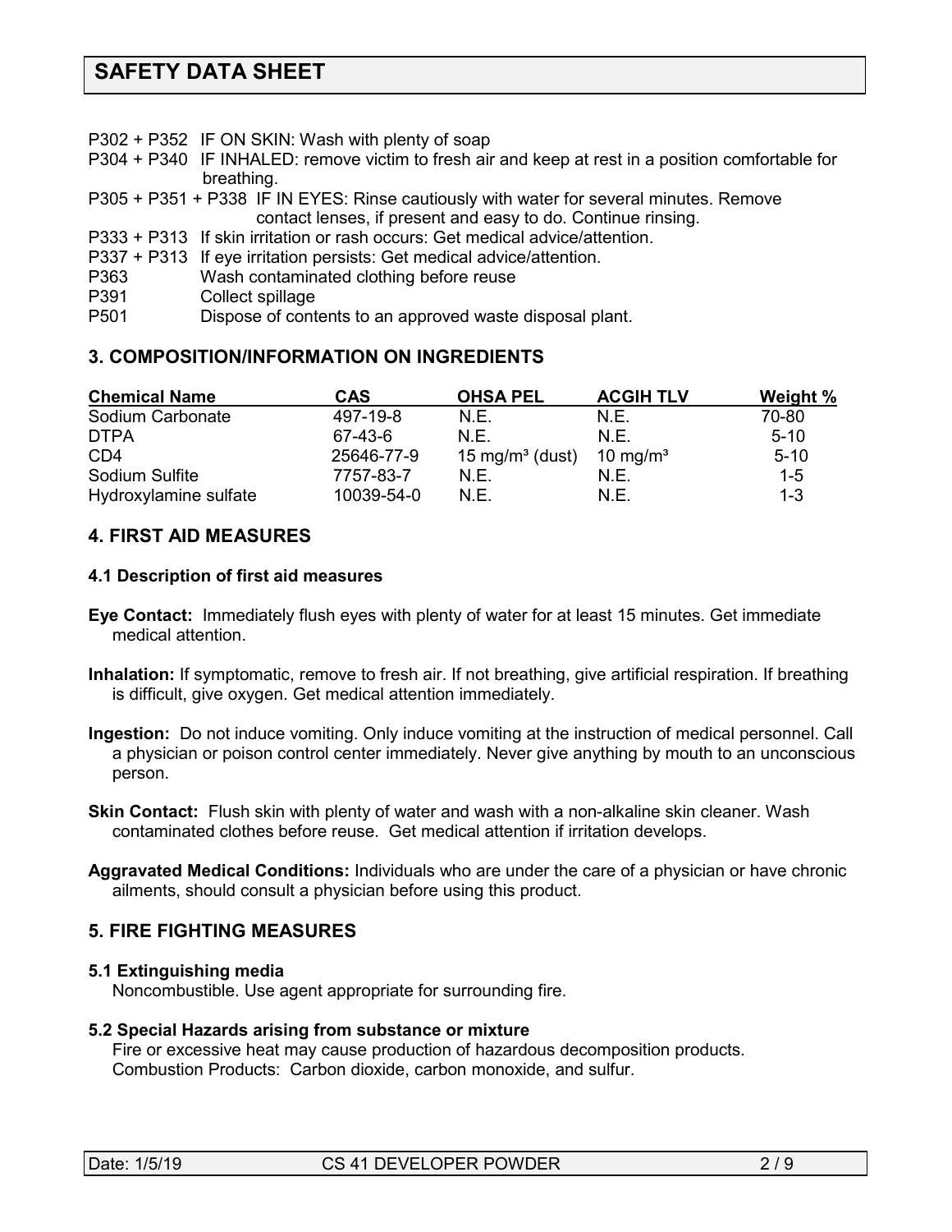P302 + P352 IF ON SKIN: Wash with plenty of soap
P304 + P340 IF INHALED: remove victim to fresh air and keep at rest in a position comfortable for breathing.
P305 + P351 + P338 IF IN EYES: Rinse cautiously with water for several minutes. Remove contact lenses, if present and easy to do. Continue rinsing.
P333 + P313 If skin irritation or rash occurs: Get medical advice/attention.
P337 + P313 If eye irritation persists: Get medical advice/attention.
P363 Wash contaminated clothing before reuse
P391 Collect spillage
P501 Dispose of contents to an approved waste disposal plant.

## 3. COMPOSITION/INFORMATION ON INGREDIENTS

| Chemical Name | CAS | OHSA PEL | ACGIH TLV | Weight % |
|---|---|---|---|---|
| Sodium Carbonate | 497-19-8 | N.E. | N.E. | 70-80 |
| DTPA | 67-43-6 | N.E. | N.E. | 5-10 |
| CD4 | 25646-77-9 | 15 mg/m³ (dust) | 10 mg/m³ | 5-10 |
| Sodium Sulfite | 7757-83-7 | N.E. | N.E. | 1-5 |
| Hydroxylamine sulfate | 10039-54-0 | N.E. | N.E. | 1-3 |

## 4. FIRST AID MEASURES

### 4.1 Description of first aid measures

**Eye Contact:** Immediately flush eyes with plenty of water for at least 15 minutes. Get immediate medical attention.

**Inhalation:** If symptomatic, remove to fresh air. If not breathing, give artificial respiration. If breathing is difficult, give oxygen. Get medical attention immediately.

**Ingestion:** Do not induce vomiting. Only induce vomiting at the instruction of medical personnel. Call a physician or poison control center immediately. Never give anything by mouth to an unconscious person.

**Skin Contact:** Flush skin with plenty of water and wash with a non-alkaline skin cleaner. Wash contaminated clothes before reuse. Get medical attention if irritation develops.

**Aggravated Medical Conditions:** Individuals who are under the care of a physician or have chronic ailments, should consult a physician before using this product.

## 5. FIRE FIGHTING MEASURES

### 5.1 Extinguishing media

Noncombustible. Use agent appropriate for surrounding fire.

### 5.2 Special Hazards arising from substance or mixture

Fire or excessive heat may cause production of hazardous decomposition products.
Combustion Products: Carbon dioxide, carbon monoxide, and sulfur.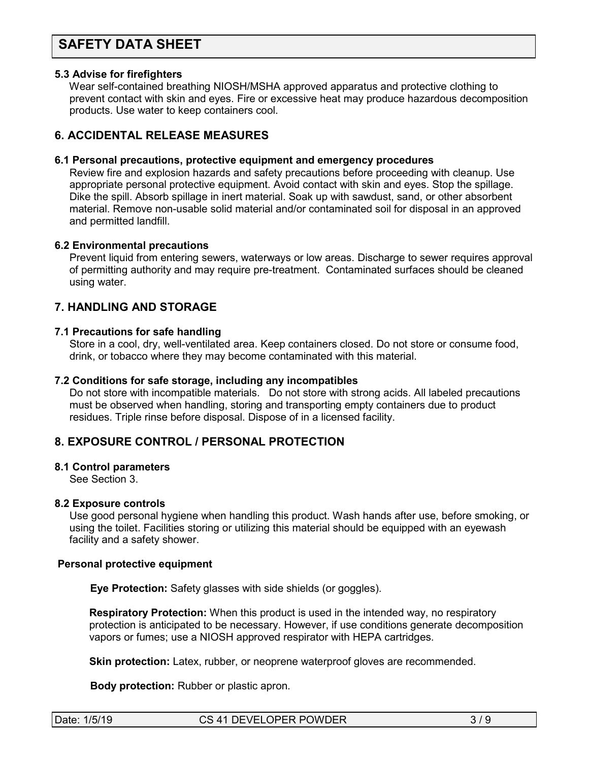# SAFETY DATA SHEET

### 5.3 Advise for firefighters

Wear self-contained breathing NIOSH/MSHA approved apparatus and protective clothing to prevent contact with skin and eyes. Fire or excessive heat may produce hazardous decomposition products. Use water to keep containers cool.

## 6. ACCIDENTAL RELEASE MEASURES

### 6.1 Personal precautions, protective equipment and emergency procedures

Review fire and explosion hazards and safety precautions before proceeding with cleanup. Use appropriate personal protective equipment. Avoid contact with skin and eyes. Stop the spillage. Dike the spill. Absorb spillage in inert material. Soak up with sawdust, sand, or other absorbent material. Remove non-usable solid material and/or contaminated soil for disposal in an approved and permitted landfill.

### 6.2 Environmental precautions

Prevent liquid from entering sewers, waterways or low areas. Discharge to sewer requires approval of permitting authority and may require pre-treatment. Contaminated surfaces should be cleaned using water.

## 7. HANDLING AND STORAGE

### 7.1 Precautions for safe handling

Store in a cool, dry, well-ventilated area. Keep containers closed. Do not store or consume food, drink, or tobacco where they may become contaminated with this material.

### 7.2 Conditions for safe storage, including any incompatibles

Do not store with incompatible materials. Do not store with strong acids. All labeled precautions must be observed when handling, storing and transporting empty containers due to product residues. Triple rinse before disposal. Dispose of in a licensed facility.

## 8. EXPOSURE CONTROL / PERSONAL PROTECTION

### 8.1 Control parameters

See Section 3.

### 8.2 Exposure controls

Use good personal hygiene when handling this product. Wash hands after use, before smoking, or using the toilet. Facilities storing or utilizing this material should be equipped with an eyewash facility and a safety shower.

**Personal protective equipment**

**Eye Protection:** Safety glasses with side shields (or goggles).

**Respiratory Protection:** When this product is used in the intended way, no respiratory protection is anticipated to be necessary. However, if use conditions generate decomposition vapors or fumes; use a NIOSH approved respirator with HEPA cartridges.

**Skin protection:** Latex, rubber, or neoprene waterproof gloves are recommended.

**Body protection:** Rubber or plastic apron.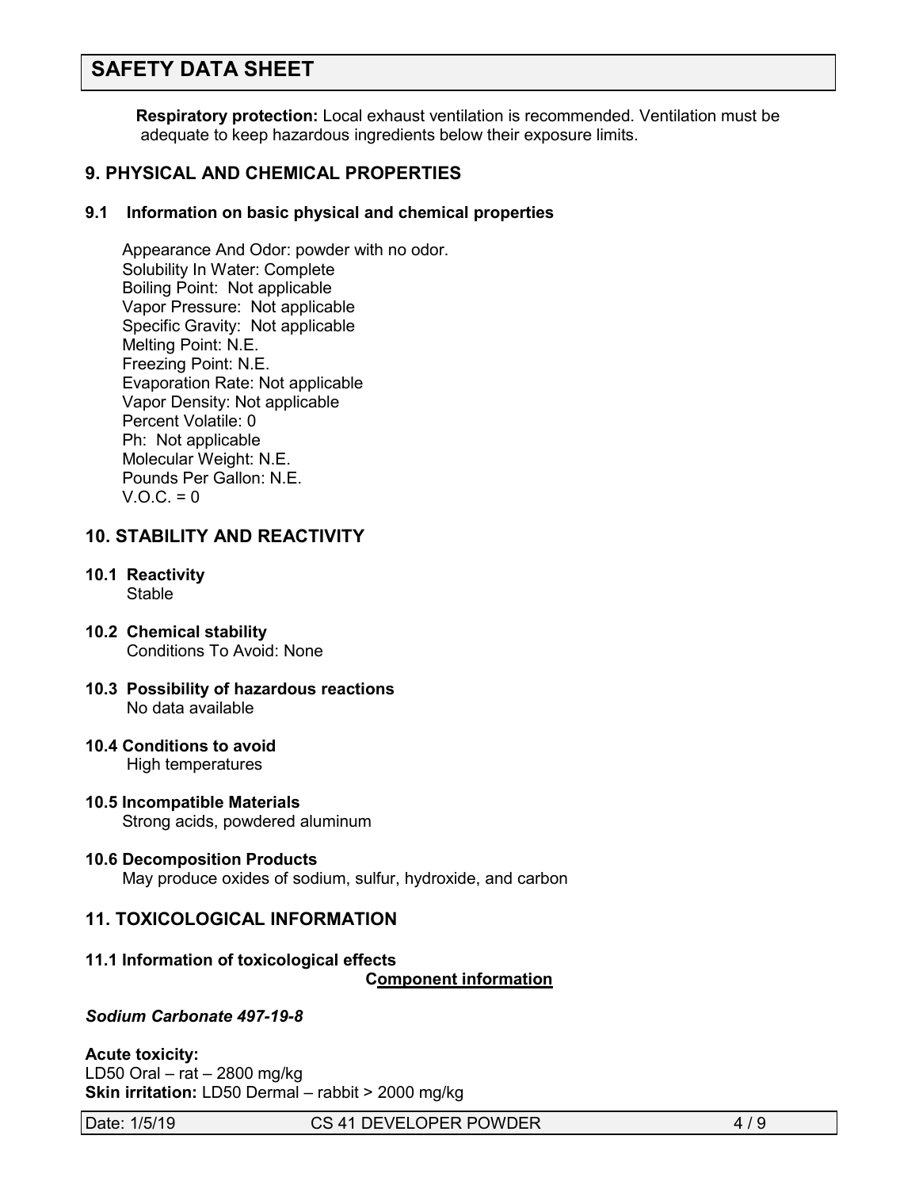**Respiratory protection:** Local exhaust ventilation is recommended. Ventilation must be adequate to keep hazardous ingredients below their exposure limits.

## 9. PHYSICAL AND CHEMICAL PROPERTIES

### 9.1 Information on basic physical and chemical properties

Appearance And Odor: powder with no odor.
Solubility In Water: Complete
Boiling Point: Not applicable
Vapor Pressure: Not applicable
Specific Gravity: Not applicable
Melting Point: N.E.
Freezing Point: N.E.
Evaporation Rate: Not applicable
Vapor Density: Not applicable
Percent Volatile: 0
Ph: Not applicable
Molecular Weight: N.E.
Pounds Per Gallon: N.E.
V.O.C. = 0

## 10. STABILITY AND REACTIVITY

### 10.1 Reactivity
Stable

### 10.2 Chemical stability
Conditions To Avoid: None

### 10.3 Possibility of hazardous reactions
No data available

### 10.4 Conditions to avoid
High temperatures

### 10.5 Incompatible Materials
Strong acids, powdered aluminum

### 10.6 Decomposition Products
May produce oxides of sodium, sulfur, hydroxide, and carbon

## 11. TOXICOLOGICAL INFORMATION

### 11.1 Information of toxicological effects

**Component information**

***Sodium Carbonate 497-19-8***

**Acute toxicity:**
LD50 Oral – rat – 2800 mg/kg
**Skin irritation:** LD50 Dermal – rabbit > 2000 mg/kg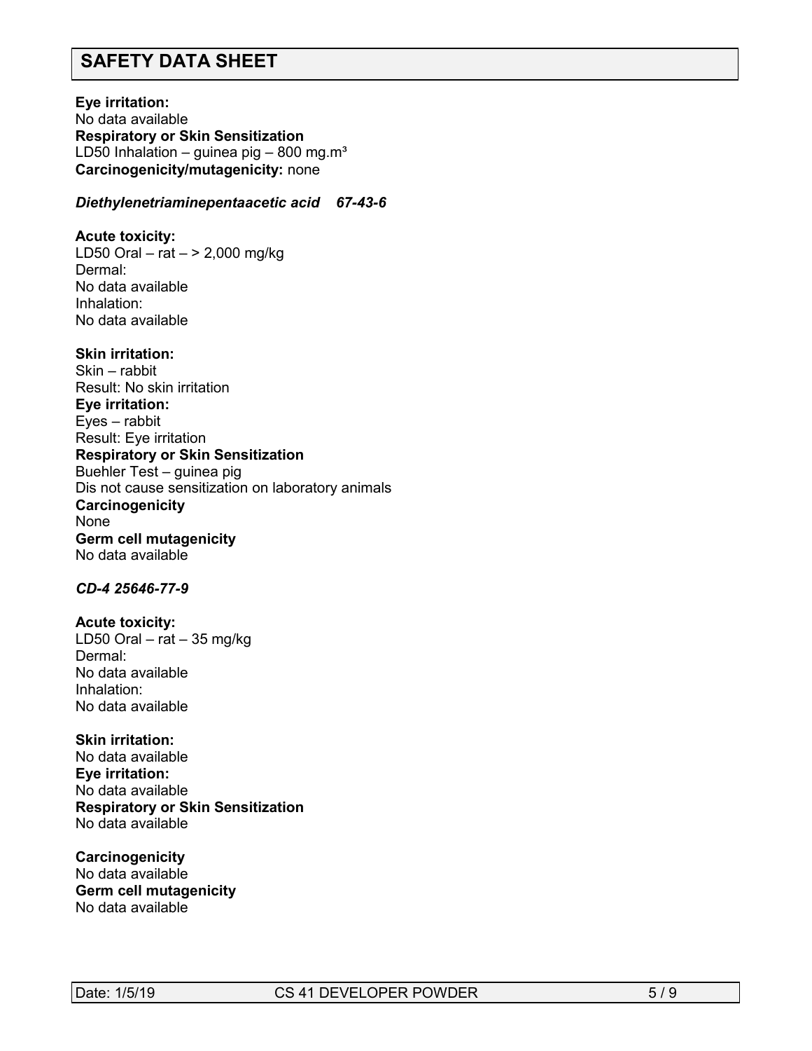**Eye irritation:**
No data available
**Respiratory or Skin Sensitization**
LD50 Inhalation – guinea pig – 800 mg.m³
**Carcinogenicity/mutagenicity:** none

***Diethylenetriaminepentaacetic acid 67-43-6***

**Acute toxicity:**
LD50 Oral – rat – > 2,000 mg/kg
Dermal:
No data available
Inhalation:
No data available

**Skin irritation:**
Skin – rabbit
Result: No skin irritation
**Eye irritation:**
Eyes – rabbit
Result: Eye irritation
**Respiratory or Skin Sensitization**
Buehler Test – guinea pig
Dis not cause sensitization on laboratory animals
**Carcinogenicity**
None
**Germ cell mutagenicity**
No data available

***CD-4 25646-77-9***

**Acute toxicity:**
LD50 Oral – rat – 35 mg/kg
Dermal:
No data available
Inhalation:
No data available

**Skin irritation:**
No data available
**Eye irritation:**
No data available
**Respiratory or Skin Sensitization**
No data available

**Carcinogenicity**
No data available
**Germ cell mutagenicity**
No data available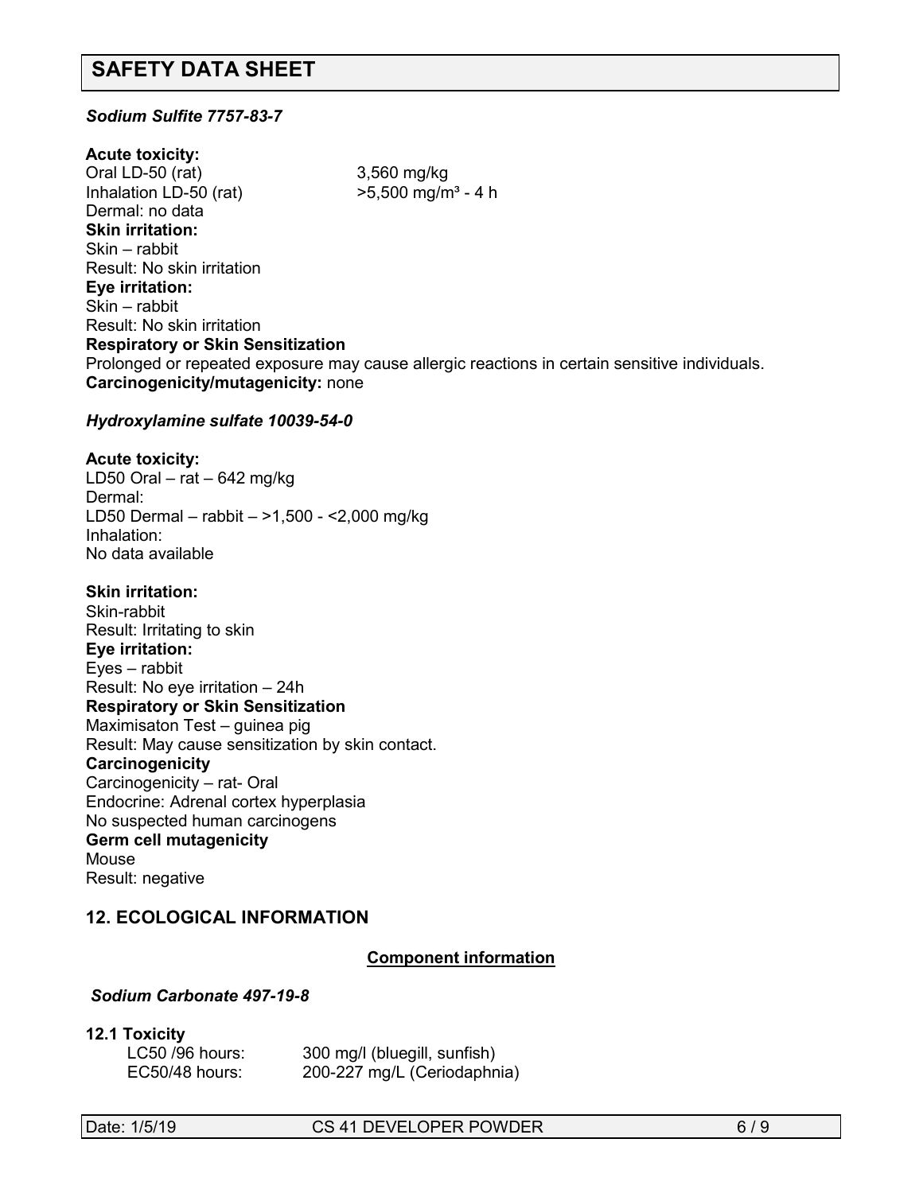# SAFETY DATA SHEET

***Sodium Sulfite 7757-83-7***

**Acute toxicity:**

| | |
|---|---|
| Oral LD-50 (rat) | 3,560 mg/kg |
| Inhalation LD-50 (rat) | >5,500 mg/m³ - 4 h |

Dermal: no data

**Skin irritation:**
Skin – rabbit
Result: No skin irritation

**Eye irritation:**
Skin – rabbit
Result: No skin irritation

**Respiratory or Skin Sensitization**
Prolonged or repeated exposure may cause allergic reactions in certain sensitive individuals.

**Carcinogenicity/mutagenicity:** none

***Hydroxylamine sulfate 10039-54-0***

**Acute toxicity:**
LD50 Oral – rat – 642 mg/kg
Dermal:
LD50 Dermal – rabbit – >1,500 - <2,000 mg/kg
Inhalation:
No data available

**Skin irritation:**
Skin-rabbit
Result: Irritating to skin

**Eye irritation:**
Eyes – rabbit
Result: No eye irritation – 24h

**Respiratory or Skin Sensitization**
Maximisaton Test – guinea pig
Result: May cause sensitization by skin contact.

**Carcinogenicity**
Carcinogenicity – rat- Oral
Endocrine: Adrenal cortex hyperplasia
No suspected human carcinogens

**Germ cell mutagenicity**
Mouse
Result: negative

## 12. ECOLOGICAL INFORMATION

**Component information**

***Sodium Carbonate 497-19-8***

**12.1 Toxicity**

| | |
|---|---|
| LC50 /96 hours: | 300 mg/l (bluegill, sunfish) |
| EC50/48 hours: | 200-227 mg/L (Ceriodaphnia) |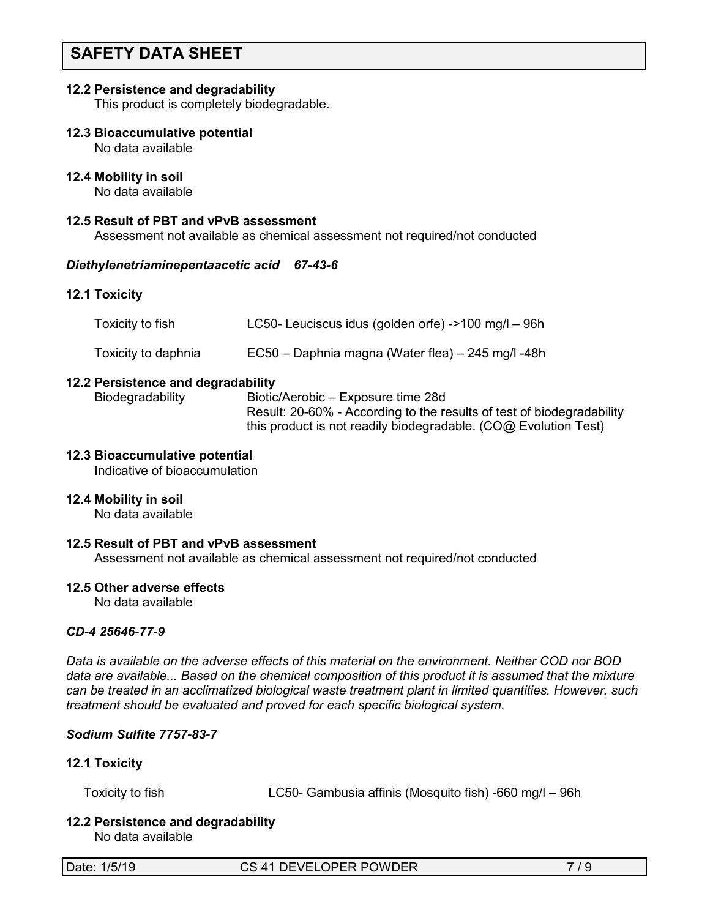### 12.2 Persistence and degradability

This product is completely biodegradable.

### 12.3 Bioaccumulative potential

No data available

### 12.4 Mobility in soil

No data available

### 12.5 Result of PBT and vPvB assessment

Assessment not available as chemical assessment not required/not conducted

***Diethylenetriaminepentaacetic acid 67-43-6***

### 12.1 Toxicity

| | |
|---|---|
| Toxicity to fish | LC50- Leuciscus idus (golden orfe) ->100 mg/l – 96h |
| Toxicity to daphnia | EC50 – Daphnia magna (Water flea) – 245 mg/l -48h |

### 12.2 Persistence and degradability

| | |
|---|---|
| Biodegradability | Biotic/Aerobic – Exposure time 28d<br>Result: 20-60% - According to the results of test of biodegradability this product is not readily biodegradable. (CO@ Evolution Test) |

### 12.3 Bioaccumulative potential

Indicative of bioaccumulation

### 12.4 Mobility in soil

No data available

### 12.5 Result of PBT and vPvB assessment

Assessment not available as chemical assessment not required/not conducted

### 12.5 Other adverse effects

No data available

***CD-4 25646-77-9***

*Data is available on the adverse effects of this material on the environment. Neither COD nor BOD data are available... Based on the chemical composition of this product it is assumed that the mixture can be treated in an acclimatized biological waste treatment plant in limited quantities. However, such treatment should be evaluated and proved for each specific biological system.*

***Sodium Sulfite 7757-83-7***

### 12.1 Toxicity

| | |
|---|---|
| Toxicity to fish | LC50- Gambusia affinis (Mosquito fish) -660 mg/l – 96h |

### 12.2 Persistence and degradability

No data available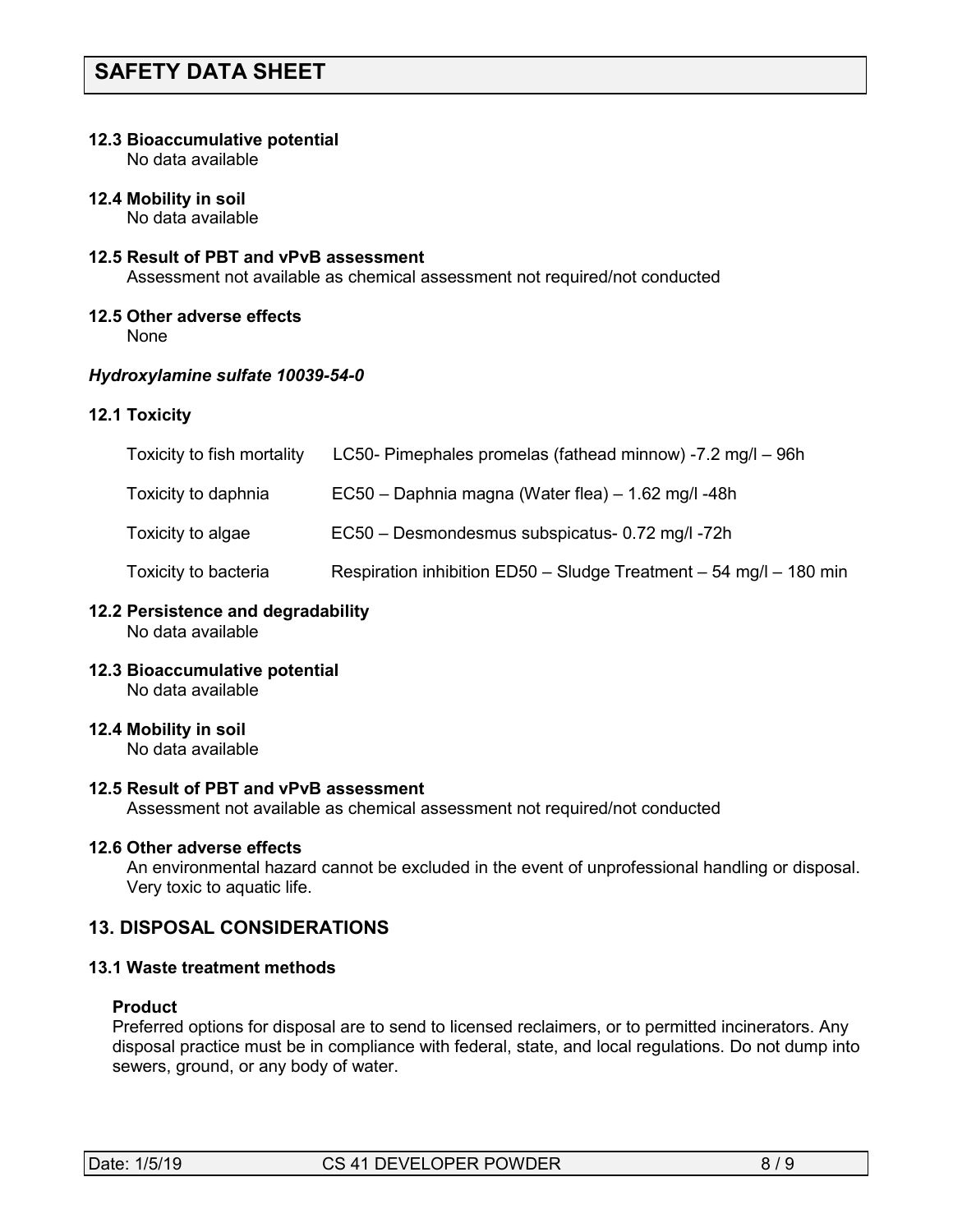#### 12.3 Bioaccumulative potential
No data available

#### 12.4 Mobility in soil
No data available

#### 12.5 Result of PBT and vPvB assessment
Assessment not available as chemical assessment not required/not conducted

#### 12.5 Other adverse effects
None

***Hydroxylamine sulfate 10039-54-0***

#### 12.1 Toxicity

| | |
|---|---|
| Toxicity to fish mortality | LC50- Pimephales promelas (fathead minnow) -7.2 mg/l – 96h |
| Toxicity to daphnia | EC50 – Daphnia magna (Water flea) – 1.62 mg/l -48h |
| Toxicity to algae | EC50 – Desmondesmus subspicatus- 0.72 mg/l -72h |
| Toxicity to bacteria | Respiration inhibition ED50 – Sludge Treatment – 54 mg/l – 180 min |

#### 12.2 Persistence and degradability
No data available

#### 12.3 Bioaccumulative potential
No data available

#### 12.4 Mobility in soil
No data available

#### 12.5 Result of PBT and vPvB assessment
Assessment not available as chemical assessment not required/not conducted

#### 12.6 Other adverse effects
An environmental hazard cannot be excluded in the event of unprofessional handling or disposal. Very toxic to aquatic life.

## 13. DISPOSAL CONSIDERATIONS

#### 13.1 Waste treatment methods

**Product**
Preferred options for disposal are to send to licensed reclaimers, or to permitted incinerators. Any disposal practice must be in compliance with federal, state, and local regulations. Do not dump into sewers, ground, or any body of water.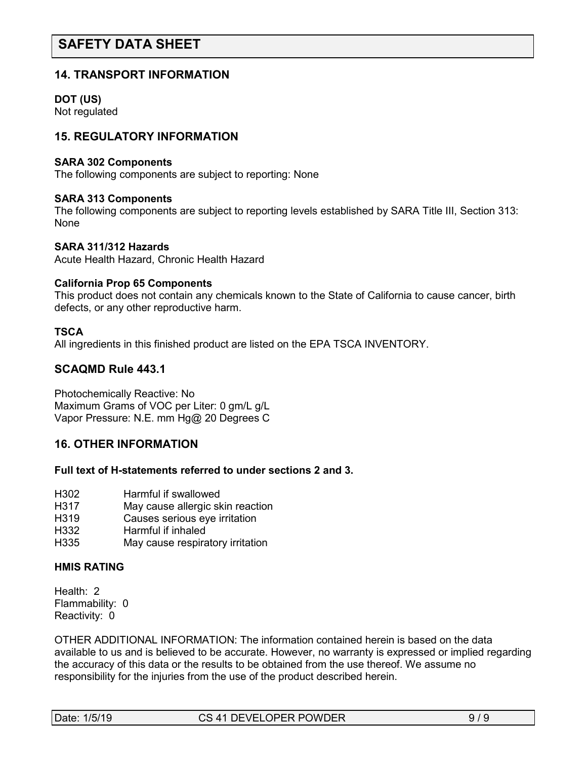# SAFETY DATA SHEET

## 14. TRANSPORT INFORMATION

**DOT (US)**
Not regulated

## 15. REGULATORY INFORMATION

**SARA 302 Components**
The following components are subject to reporting: None

**SARA 313 Components**
The following components are subject to reporting levels established by SARA Title III, Section 313: None

**SARA 311/312 Hazards**
Acute Health Hazard, Chronic Health Hazard

**California Prop 65 Components**
This product does not contain any chemicals known to the State of California to cause cancer, birth defects, or any other reproductive harm.

**TSCA**
All ingredients in this finished product are listed on the EPA TSCA INVENTORY.

## SCAQMD Rule 443.1

Photochemically Reactive: No
Maximum Grams of VOC per Liter: 0 gm/L g/L
Vapor Pressure: N.E. mm Hg@ 20 Degrees C

## 16. OTHER INFORMATION

**Full text of H-statements referred to under sections 2 and 3.**

| | |
|---|---|
| H302 | Harmful if swallowed |
| H317 | May cause allergic skin reaction |
| H319 | Causes serious eye irritation |
| H332 | Harmful if inhaled |
| H335 | May cause respiratory irritation |

**HMIS RATING**

Health: 2
Flammability: 0
Reactivity: 0

OTHER ADDITIONAL INFORMATION: The information contained herein is based on the data available to us and is believed to be accurate. However, no warranty is expressed or implied regarding the accuracy of this data or the results to be obtained from the use thereof. We assume no responsibility for the injuries from the use of the product described herein.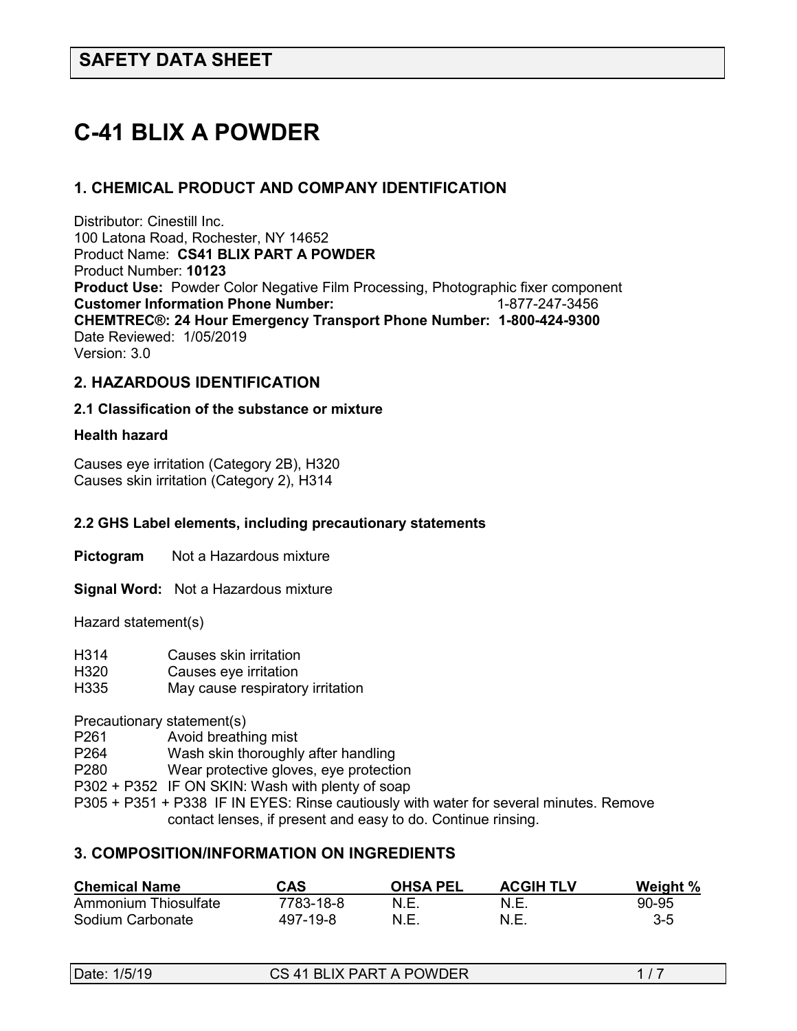## SAFETY DATA SHEET

# C-41 BLIX A POWDER

### 1. CHEMICAL PRODUCT AND COMPANY IDENTIFICATION

Distributor: Cinestill Inc.
100 Latona Road, Rochester, NY 14652
Product Name: **CS41 BLIX PART A POWDER**
Product Number: **10123**
**Product Use:** Powder Color Negative Film Processing, Photographic fixer component
**Customer Information Phone Number:** 1-877-247-3456
**CHEMTREC®: 24 Hour Emergency Transport Phone Number: 1-800-424-9300**
Date Reviewed: 1/05/2019
Version: 3.0

### 2. HAZARDOUS IDENTIFICATION

#### 2.1 Classification of the substance or mixture

**Health hazard**

Causes eye irritation (Category 2B), H320
Causes skin irritation (Category 2), H314

#### 2.2 GHS Label elements, including precautionary statements

**Pictogram** Not a Hazardous mixture

**Signal Word:** Not a Hazardous mixture

Hazard statement(s)

H314 Causes skin irritation
H320 Causes eye irritation
H335 May cause respiratory irritation

Precautionary statement(s)
P261 Avoid breathing mist
P264 Wash skin thoroughly after handling
P280 Wear protective gloves, eye protection
P302 + P352 IF ON SKIN: Wash with plenty of soap
P305 + P351 + P338 IF IN EYES: Rinse cautiously with water for several minutes. Remove contact lenses, if present and easy to do. Continue rinsing.

### 3. COMPOSITION/INFORMATION ON INGREDIENTS

| Chemical Name | CAS | OHSA PEL | ACGIH TLV | Weight % |
|---|---|---|---|---|
| Ammonium Thiosulfate | 7783-18-8 | N.E. | N.E. | 90-95 |
| Sodium Carbonate | 497-19-8 | N.E. | N.E. | 3-5 |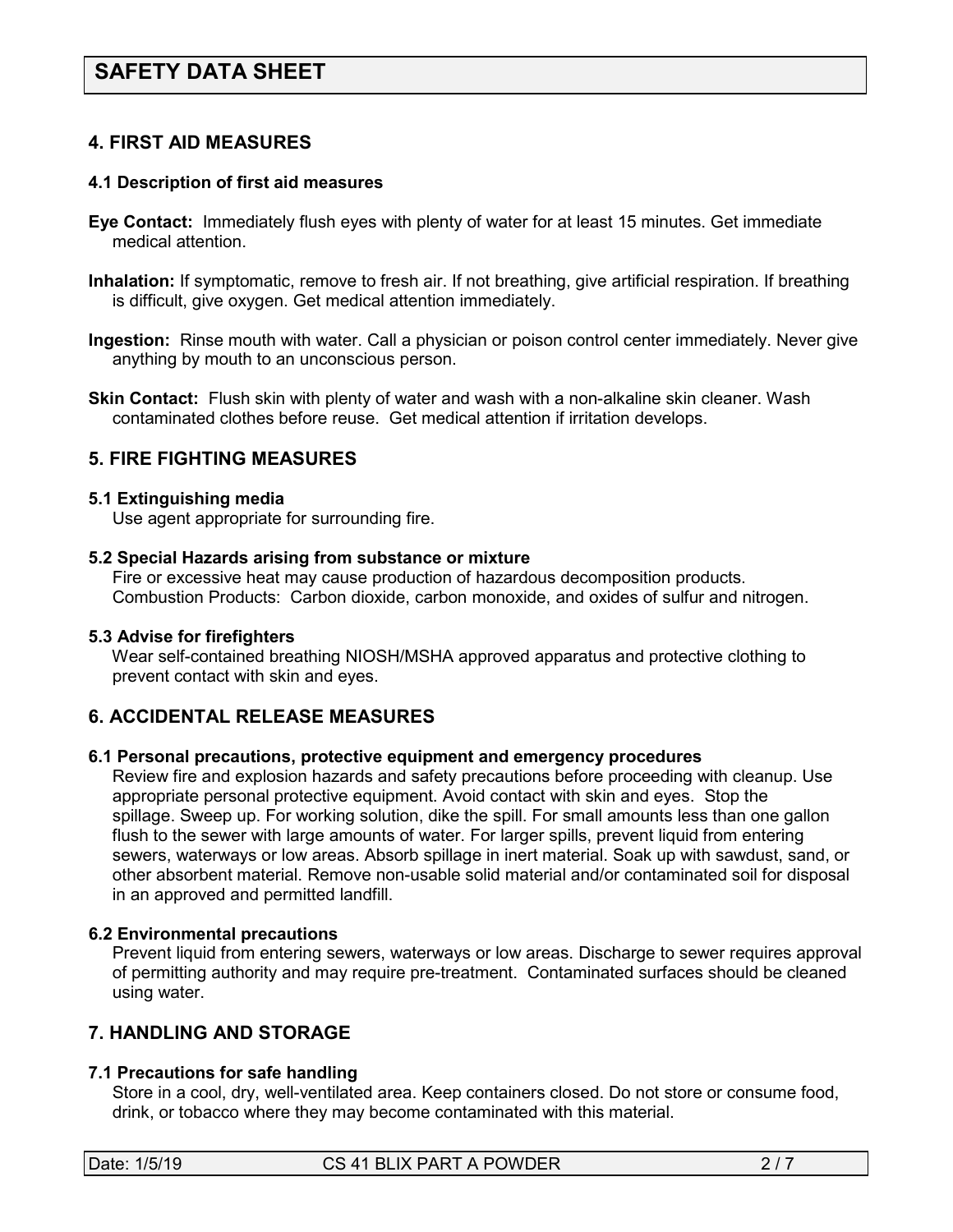## 4. FIRST AID MEASURES

### 4.1 Description of first aid measures

**Eye Contact:** Immediately flush eyes with plenty of water for at least 15 minutes. Get immediate medical attention.

**Inhalation:** If symptomatic, remove to fresh air. If not breathing, give artificial respiration. If breathing is difficult, give oxygen. Get medical attention immediately.

**Ingestion:** Rinse mouth with water. Call a physician or poison control center immediately. Never give anything by mouth to an unconscious person.

**Skin Contact:** Flush skin with plenty of water and wash with a non-alkaline skin cleaner. Wash contaminated clothes before reuse. Get medical attention if irritation develops.

## 5. FIRE FIGHTING MEASURES

### 5.1 Extinguishing media

Use agent appropriate for surrounding fire.

### 5.2 Special Hazards arising from substance or mixture

Fire or excessive heat may cause production of hazardous decomposition products.
Combustion Products: Carbon dioxide, carbon monoxide, and oxides of sulfur and nitrogen.

### 5.3 Advise for firefighters

Wear self-contained breathing NIOSH/MSHA approved apparatus and protective clothing to prevent contact with skin and eyes.

## 6. ACCIDENTAL RELEASE MEASURES

### 6.1 Personal precautions, protective equipment and emergency procedures

Review fire and explosion hazards and safety precautions before proceeding with cleanup. Use appropriate personal protective equipment. Avoid contact with skin and eyes. Stop the spillage. Sweep up. For working solution, dike the spill. For small amounts less than one gallon flush to the sewer with large amounts of water. For larger spills, prevent liquid from entering sewers, waterways or low areas. Absorb spillage in inert material. Soak up with sawdust, sand, or other absorbent material. Remove non-usable solid material and/or contaminated soil for disposal in an approved and permitted landfill.

### 6.2 Environmental precautions

Prevent liquid from entering sewers, waterways or low areas. Discharge to sewer requires approval of permitting authority and may require pre-treatment. Contaminated surfaces should be cleaned using water.

## 7. HANDLING AND STORAGE

### 7.1 Precautions for safe handling

Store in a cool, dry, well-ventilated area. Keep containers closed. Do not store or consume food, drink, or tobacco where they may become contaminated with this material.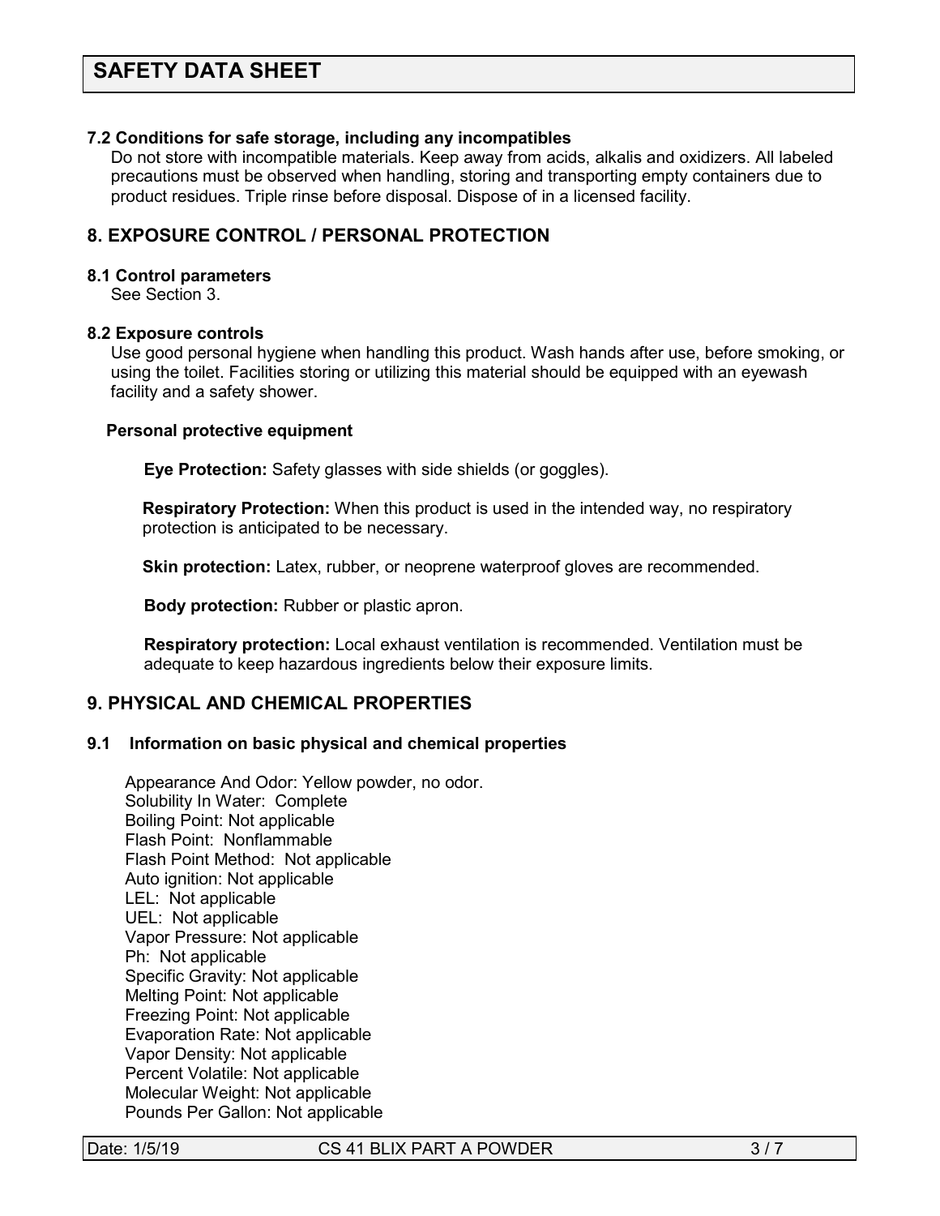### 7.2 Conditions for safe storage, including any incompatibles

Do not store with incompatible materials. Keep away from acids, alkalis and oxidizers. All labeled precautions must be observed when handling, storing and transporting empty containers due to product residues. Triple rinse before disposal. Dispose of in a licensed facility.

## 8. EXPOSURE CONTROL / PERSONAL PROTECTION

### 8.1 Control parameters

See Section 3.

### 8.2 Exposure controls

Use good personal hygiene when handling this product. Wash hands after use, before smoking, or using the toilet. Facilities storing or utilizing this material should be equipped with an eyewash facility and a safety shower.

**Personal protective equipment**

**Eye Protection:** Safety glasses with side shields (or goggles).

**Respiratory Protection:** When this product is used in the intended way, no respiratory protection is anticipated to be necessary.

**Skin protection:** Latex, rubber, or neoprene waterproof gloves are recommended.

**Body protection:** Rubber or plastic apron.

**Respiratory protection:** Local exhaust ventilation is recommended. Ventilation must be adequate to keep hazardous ingredients below their exposure limits.

## 9. PHYSICAL AND CHEMICAL PROPERTIES

### 9.1 Information on basic physical and chemical properties

Appearance And Odor: Yellow powder, no odor.
Solubility In Water: Complete
Boiling Point: Not applicable
Flash Point: Nonflammable
Flash Point Method: Not applicable
Auto ignition: Not applicable
LEL: Not applicable
UEL: Not applicable
Vapor Pressure: Not applicable
Ph: Not applicable
Specific Gravity: Not applicable
Melting Point: Not applicable
Freezing Point: Not applicable
Evaporation Rate: Not applicable
Vapor Density: Not applicable
Percent Volatile: Not applicable
Molecular Weight: Not applicable
Pounds Per Gallon: Not applicable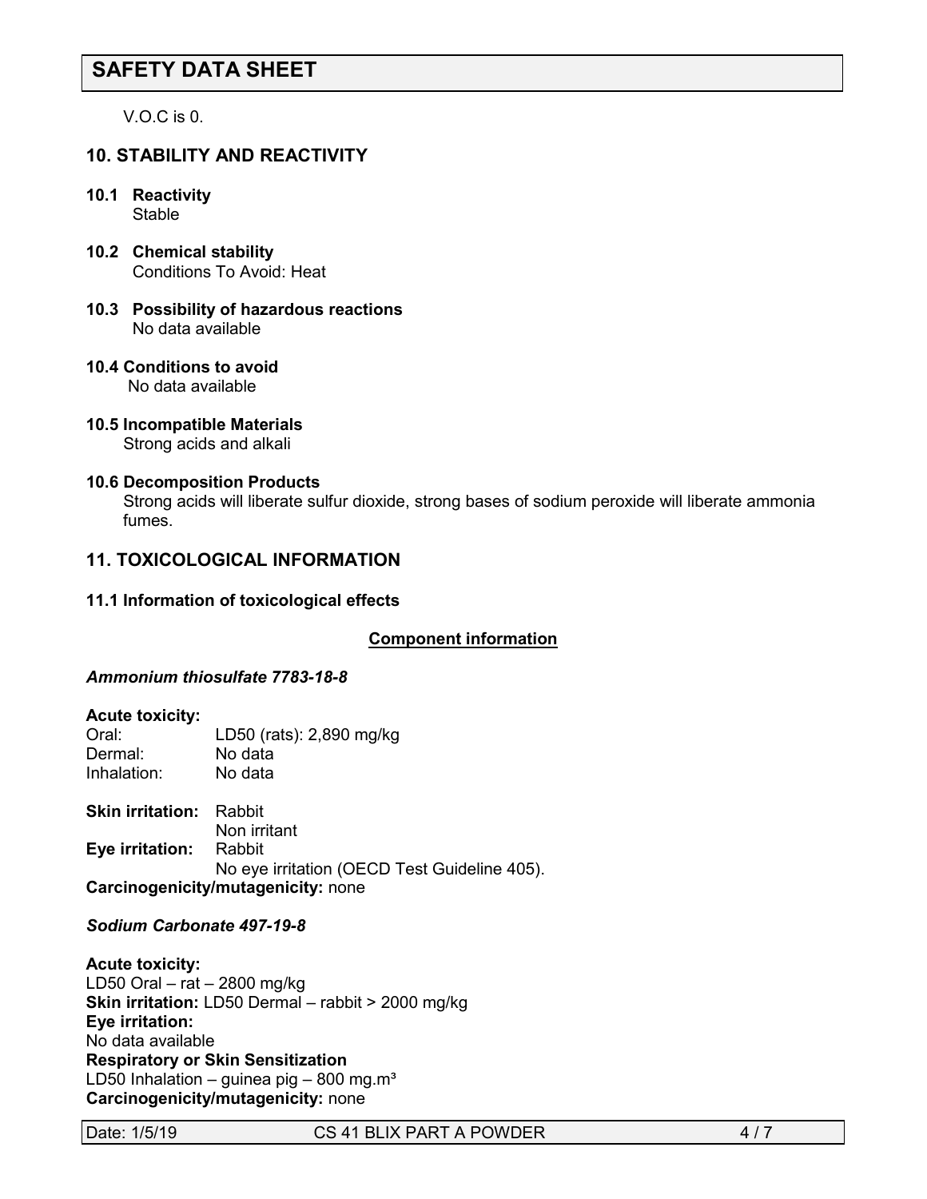V.O.C is 0.

## 10. STABILITY AND REACTIVITY

**10.1 Reactivity**
Stable

**10.2 Chemical stability**
Conditions To Avoid: Heat

**10.3 Possibility of hazardous reactions**
No data available

**10.4 Conditions to avoid**
No data available

**10.5 Incompatible Materials**
Strong acids and alkali

**10.6 Decomposition Products**
Strong acids will liberate sulfur dioxide, strong bases of sodium peroxide will liberate ammonia fumes.

## 11. TOXICOLOGICAL INFORMATION

**11.1 Information of toxicological effects**

**Component information**

***Ammonium thiosulfate 7783-18-8***

**Acute toxicity:**

| | |
|---|---|
| Oral: | LD50 (rats): 2,890 mg/kg |
| Dermal: | No data |
| Inhalation: | No data |

**Skin irritation:** Rabbit
Non irritant
**Eye irritation:** Rabbit
No eye irritation (OECD Test Guideline 405).
**Carcinogenicity/mutagenicity:** none

***Sodium Carbonate 497-19-8***

**Acute toxicity:**
LD50 Oral – rat – 2800 mg/kg
**Skin irritation:** LD50 Dermal – rabbit > 2000 mg/kg
**Eye irritation:**
No data available
**Respiratory or Skin Sensitization**
LD50 Inhalation – guinea pig – 800 mg.m³
**Carcinogenicity/mutagenicity:** none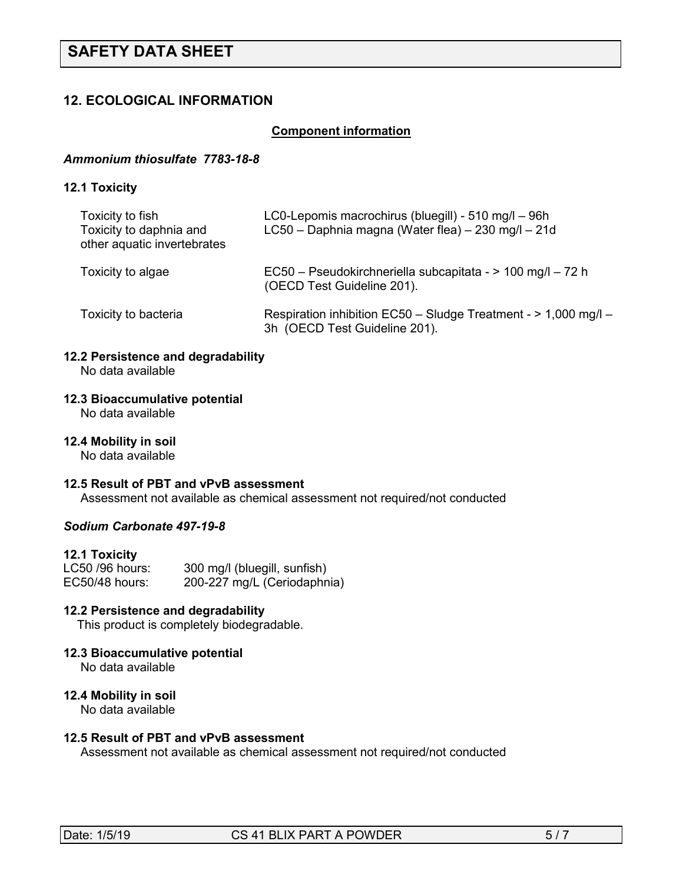# SAFETY DATA SHEET

## 12. ECOLOGICAL INFORMATION

**Component information**

***Ammonium thiosulfate 7783-18-8***

### 12.1 Toxicity

| | |
|---|---|
| Toxicity to fish | LC0-Lepomis macrochirus (bluegill) - 510 mg/l – 96h |
| Toxicity to daphnia and other aquatic invertebrates | LC50 – Daphnia magna (Water flea) – 230 mg/l – 21d |
| Toxicity to algae | EC50 – Pseudokirchneriella subcapitata - > 100 mg/l – 72 h (OECD Test Guideline 201). |
| Toxicity to bacteria | Respiration inhibition EC50 – Sludge Treatment - > 1,000 mg/l – 3h (OECD Test Guideline 201). |

### 12.2 Persistence and degradability

No data available

### 12.3 Bioaccumulative potential

No data available

### 12.4 Mobility in soil

No data available

### 12.5 Result of PBT and vPvB assessment

Assessment not available as chemical assessment not required/not conducted

***Sodium Carbonate 497-19-8***

### 12.1 Toxicity

| | |
|---|---|
| LC50 /96 hours: | 300 mg/l (bluegill, sunfish) |
| EC50/48 hours: | 200-227 mg/L (Ceriodaphnia) |

### 12.2 Persistence and degradability

This product is completely biodegradable.

### 12.3 Bioaccumulative potential

No data available

### 12.4 Mobility in soil

No data available

### 12.5 Result of PBT and vPvB assessment

Assessment not available as chemical assessment not required/not conducted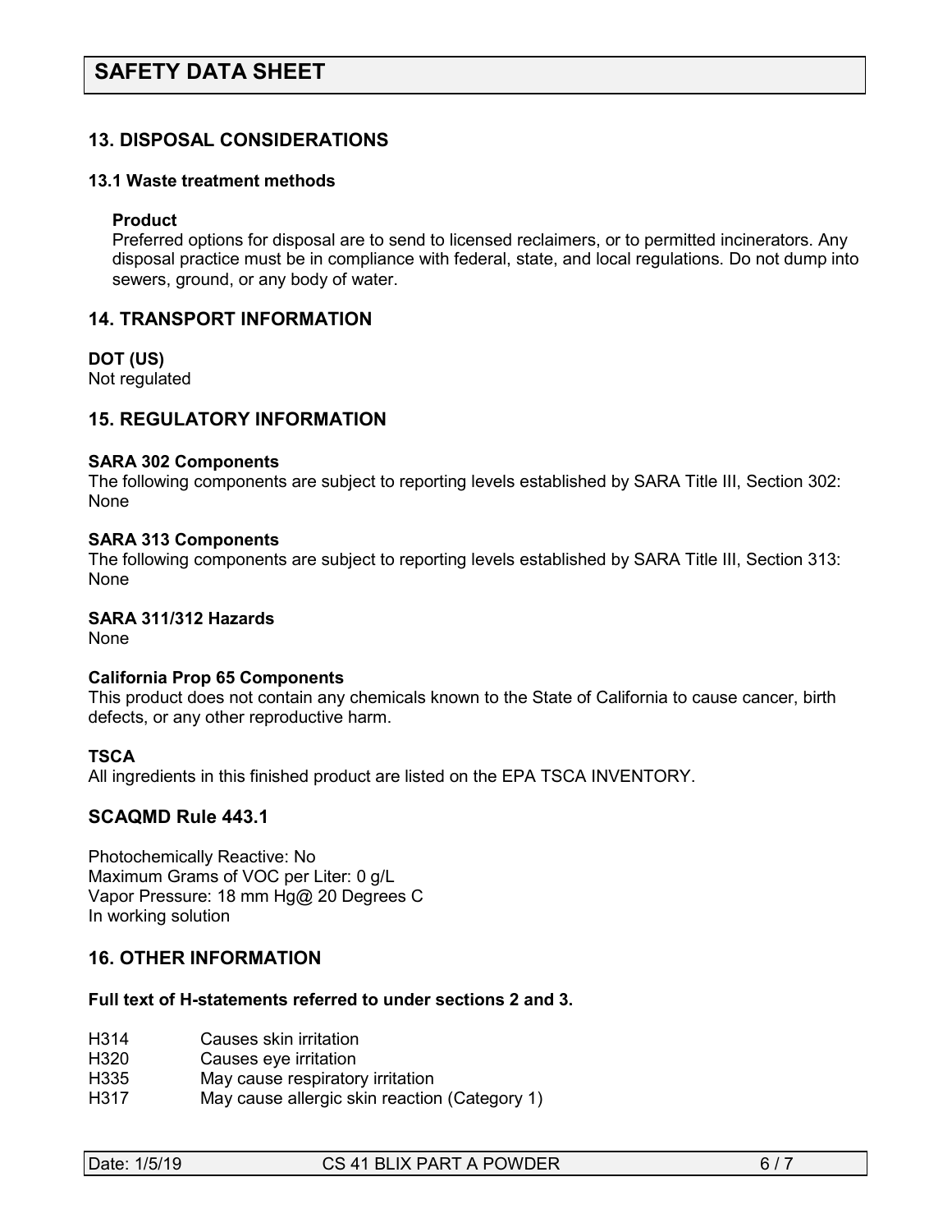# SAFETY DATA SHEET

## 13. DISPOSAL CONSIDERATIONS

### 13.1 Waste treatment methods

**Product**

Preferred options for disposal are to send to licensed reclaimers, or to permitted incinerators. Any disposal practice must be in compliance with federal, state, and local regulations. Do not dump into sewers, ground, or any body of water.

## 14. TRANSPORT INFORMATION

**DOT (US)**

Not regulated

## 15. REGULATORY INFORMATION

**SARA 302 Components**

The following components are subject to reporting levels established by SARA Title III, Section 302: None

**SARA 313 Components**

The following components are subject to reporting levels established by SARA Title III, Section 313: None

**SARA 311/312 Hazards**

None

**California Prop 65 Components**

This product does not contain any chemicals known to the State of California to cause cancer, birth defects, or any other reproductive harm.

**TSCA**

All ingredients in this finished product are listed on the EPA TSCA INVENTORY.

## SCAQMD Rule 443.1

Photochemically Reactive: No
Maximum Grams of VOC per Liter: 0 g/L
Vapor Pressure: 18 mm Hg@ 20 Degrees C
In working solution

## 16. OTHER INFORMATION

**Full text of H-statements referred to under sections 2 and 3.**

| | |
|---|---|
| H314 | Causes skin irritation |
| H320 | Causes eye irritation |
| H335 | May cause respiratory irritation |
| H317 | May cause allergic skin reaction (Category 1) |

Date: 1/5/19 CS 41 BLIX PART A POWDER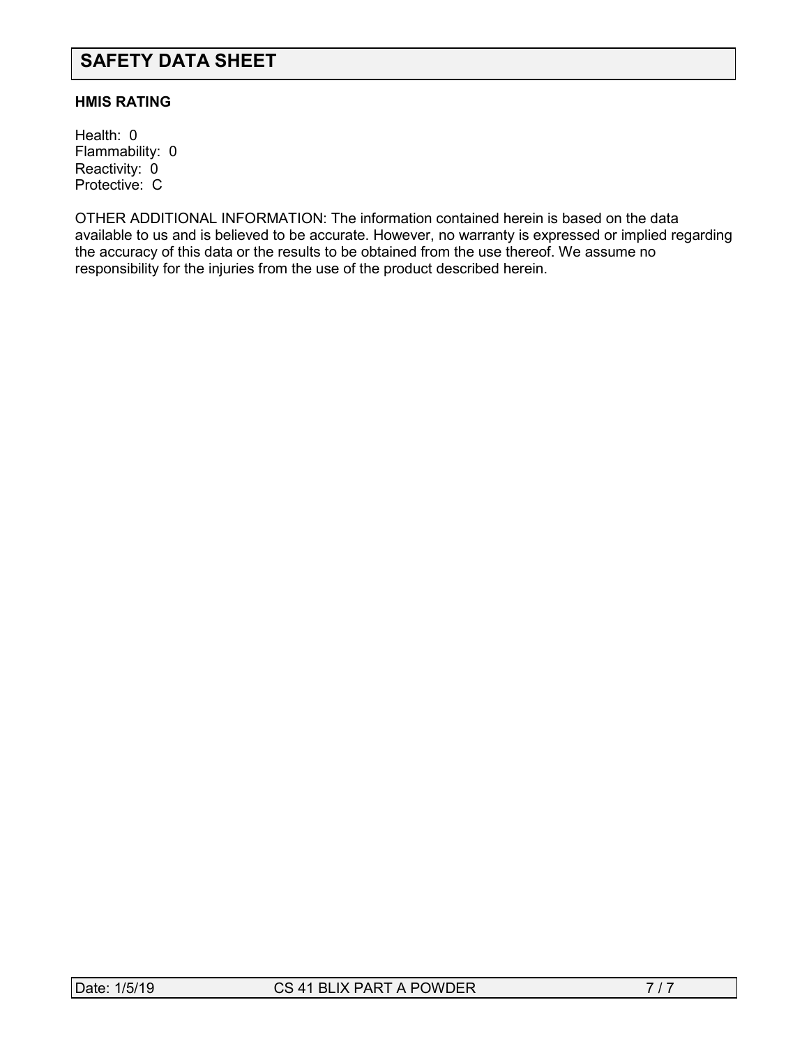# SAFETY DATA SHEET

### HMIS RATING

Health: 0
Flammability: 0
Reactivity: 0
Protective: C

OTHER ADDITIONAL INFORMATION: The information contained herein is based on the data available to us and is believed to be accurate. However, no warranty is expressed or implied regarding the accuracy of this data or the results to be obtained from the use thereof. We assume no responsibility for the injuries from the use of the product described herein.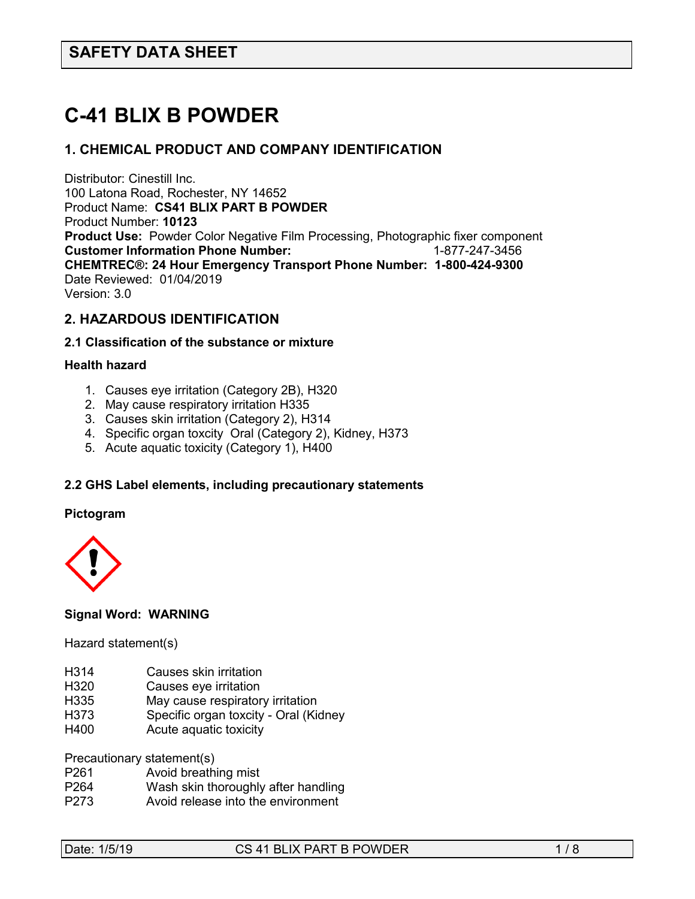# SAFETY DATA SHEET

# C-41 BLIX B POWDER

## 1. CHEMICAL PRODUCT AND COMPANY IDENTIFICATION

Distributor: Cinestill Inc.
100 Latona Road, Rochester, NY 14652
Product Name: **CS41 BLIX PART B POWDER**
Product Number: **10123**
**Product Use:** Powder Color Negative Film Processing, Photographic fixer component
**Customer Information Phone Number:** 1-877-247-3456
**CHEMTREC®: 24 Hour Emergency Transport Phone Number: 1-800-424-9300**
Date Reviewed: 01/04/2019
Version: 3.0

## 2. HAZARDOUS IDENTIFICATION

### 2.1 Classification of the substance or mixture

**Health hazard**

1. Causes eye irritation (Category 2B), H320
2. May cause respiratory irritation H335
3. Causes skin irritation (Category 2), H314
4. Specific organ toxcity Oral (Category 2), Kidney, H373
5. Acute aquatic toxicity (Category 1), H400

### 2.2 GHS Label elements, including precautionary statements

**Pictogram**

**Signal Word: WARNING**

Hazard statement(s)

| | |
|---|---|
| H314 | Causes skin irritation |
| H320 | Causes eye irritation |
| H335 | May cause respiratory irritation |
| H373 | Specific organ toxcity - Oral (Kidney |
| H400 | Acute aquatic toxicity |

Precautionary statement(s)

| | |
|---|---|
| P261 | Avoid breathing mist |
| P264 | Wash skin thoroughly after handling |
| P273 | Avoid release into the environment |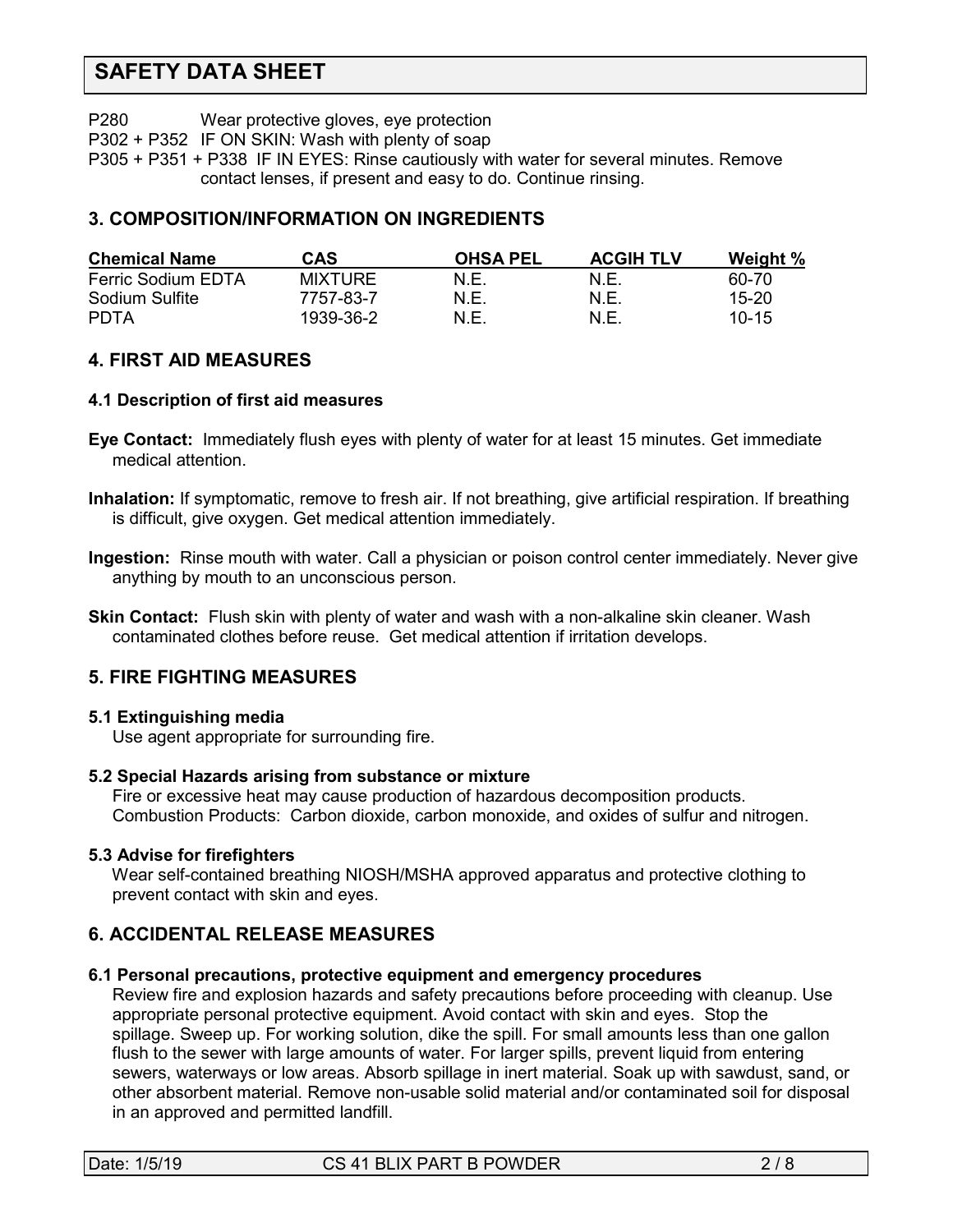# SAFETY DATA SHEET

P280 Wear protective gloves, eye protection

P302 + P352 IF ON SKIN: Wash with plenty of soap

P305 + P351 + P338 IF IN EYES: Rinse cautiously with water for several minutes. Remove contact lenses, if present and easy to do. Continue rinsing.

## 3. COMPOSITION/INFORMATION ON INGREDIENTS

| Chemical Name | CAS | OHSA PEL | ACGIH TLV | Weight % |
|---|---|---|---|---|
| Ferric Sodium EDTA | MIXTURE | N.E. | N.E. | 60-70 |
| Sodium Sulfite | 7757-83-7 | N.E. | N.E. | 15-20 |
| PDTA | 1939-36-2 | N.E. | N.E. | 10-15 |

## 4. FIRST AID MEASURES

### 4.1 Description of first aid measures

**Eye Contact:** Immediately flush eyes with plenty of water for at least 15 minutes. Get immediate medical attention.

**Inhalation:** If symptomatic, remove to fresh air. If not breathing, give artificial respiration. If breathing is difficult, give oxygen. Get medical attention immediately.

**Ingestion:** Rinse mouth with water. Call a physician or poison control center immediately. Never give anything by mouth to an unconscious person.

**Skin Contact:** Flush skin with plenty of water and wash with a non-alkaline skin cleaner. Wash contaminated clothes before reuse. Get medical attention if irritation develops.

## 5. FIRE FIGHTING MEASURES

### 5.1 Extinguishing media

Use agent appropriate for surrounding fire.

### 5.2 Special Hazards arising from substance or mixture

Fire or excessive heat may cause production of hazardous decomposition products. Combustion Products: Carbon dioxide, carbon monoxide, and oxides of sulfur and nitrogen.

### 5.3 Advise for firefighters

Wear self-contained breathing NIOSH/MSHA approved apparatus and protective clothing to prevent contact with skin and eyes.

## 6. ACCIDENTAL RELEASE MEASURES

### 6.1 Personal precautions, protective equipment and emergency procedures

Review fire and explosion hazards and safety precautions before proceeding with cleanup. Use appropriate personal protective equipment. Avoid contact with skin and eyes. Stop the spillage. Sweep up. For working solution, dike the spill. For small amounts less than one gallon flush to the sewer with large amounts of water. For larger spills, prevent liquid from entering sewers, waterways or low areas. Absorb spillage in inert material. Soak up with sawdust, sand, or other absorbent material. Remove non-usable solid material and/or contaminated soil for disposal in an approved and permitted landfill.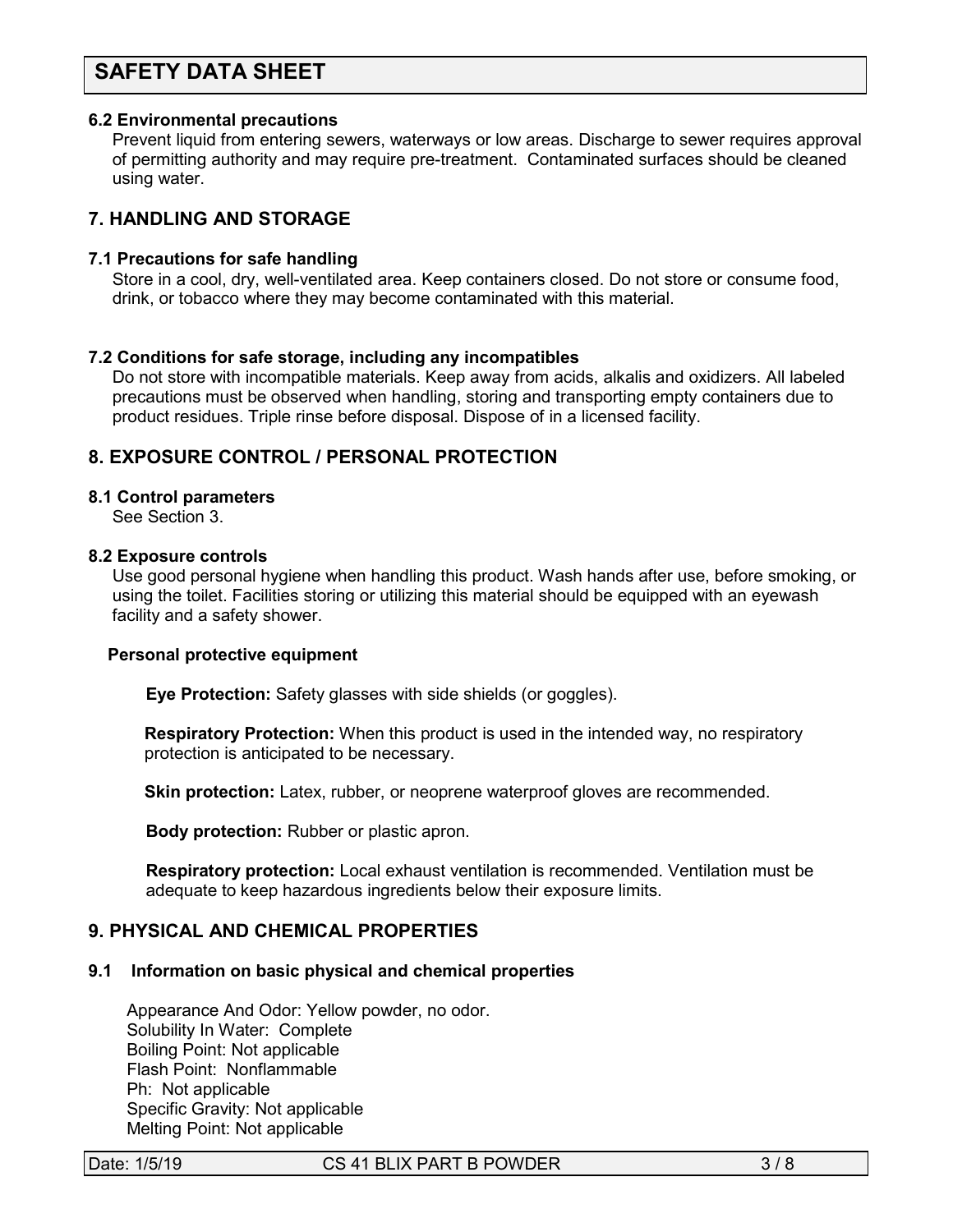#### 6.2 Environmental precautions

Prevent liquid from entering sewers, waterways or low areas. Discharge to sewer requires approval of permitting authority and may require pre-treatment. Contaminated surfaces should be cleaned using water.

## 7. HANDLING AND STORAGE

#### 7.1 Precautions for safe handling

Store in a cool, dry, well-ventilated area. Keep containers closed. Do not store or consume food, drink, or tobacco where they may become contaminated with this material.

#### 7.2 Conditions for safe storage, including any incompatibles

Do not store with incompatible materials. Keep away from acids, alkalis and oxidizers. All labeled precautions must be observed when handling, storing and transporting empty containers due to product residues. Triple rinse before disposal. Dispose of in a licensed facility.

## 8. EXPOSURE CONTROL / PERSONAL PROTECTION

#### 8.1 Control parameters

See Section 3.

#### 8.2 Exposure controls

Use good personal hygiene when handling this product. Wash hands after use, before smoking, or using the toilet. Facilities storing or utilizing this material should be equipped with an eyewash facility and a safety shower.

**Personal protective equipment**

**Eye Protection:** Safety glasses with side shields (or goggles).

**Respiratory Protection:** When this product is used in the intended way, no respiratory protection is anticipated to be necessary.

**Skin protection:** Latex, rubber, or neoprene waterproof gloves are recommended.

**Body protection:** Rubber or plastic apron.

**Respiratory protection:** Local exhaust ventilation is recommended. Ventilation must be adequate to keep hazardous ingredients below their exposure limits.

## 9. PHYSICAL AND CHEMICAL PROPERTIES

#### 9.1 Information on basic physical and chemical properties

Appearance And Odor: Yellow powder, no odor.
Solubility In Water: Complete
Boiling Point: Not applicable
Flash Point: Nonflammable
Ph: Not applicable
Specific Gravity: Not applicable
Melting Point: Not applicable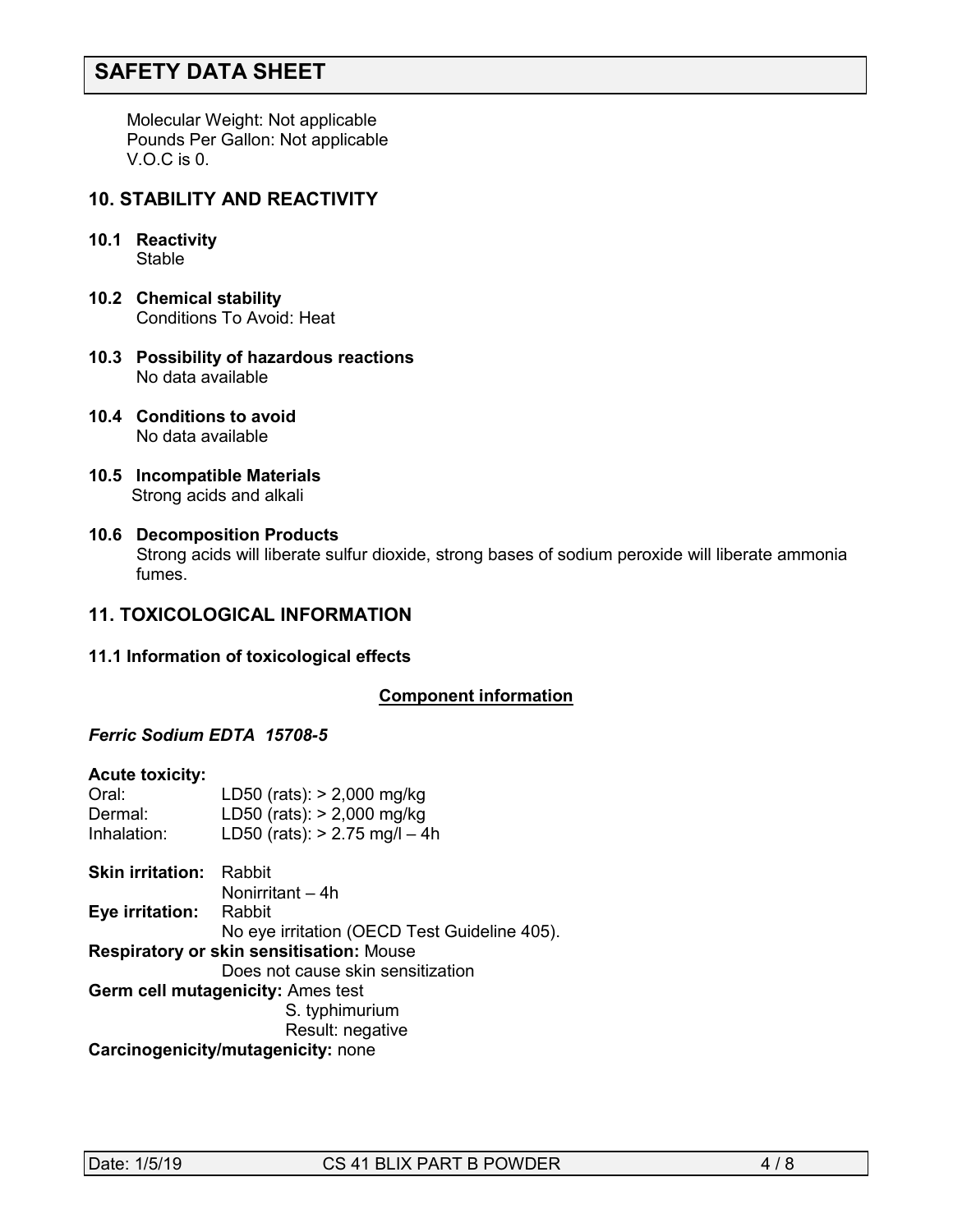Molecular Weight: Not applicable
Pounds Per Gallon: Not applicable
V.O.C is 0.

## 10. STABILITY AND REACTIVITY

**10.1 Reactivity**
Stable

**10.2 Chemical stability**
Conditions To Avoid: Heat

**10.3 Possibility of hazardous reactions**
No data available

**10.4 Conditions to avoid**
No data available

**10.5 Incompatible Materials**
Strong acids and alkali

**10.6 Decomposition Products**
Strong acids will liberate sulfur dioxide, strong bases of sodium peroxide will liberate ammonia fumes.

## 11. TOXICOLOGICAL INFORMATION

**11.1 Information of toxicological effects**

**Component information**

***Ferric Sodium EDTA 15708-5***

**Acute toxicity:**

| | |
|---|---|
| Oral: | LD50 (rats): > 2,000 mg/kg |
| Dermal: | LD50 (rats): > 2,000 mg/kg |
| Inhalation: | LD50 (rats): > 2.75 mg/l – 4h |

**Skin irritation:** Rabbit
Nonirritant – 4h
**Eye irritation:** Rabbit
No eye irritation (OECD Test Guideline 405).
**Respiratory or skin sensitisation:** Mouse
Does not cause skin sensitization
**Germ cell mutagenicity:** Ames test
S. typhimurium
Result: negative
**Carcinogenicity/mutagenicity:** none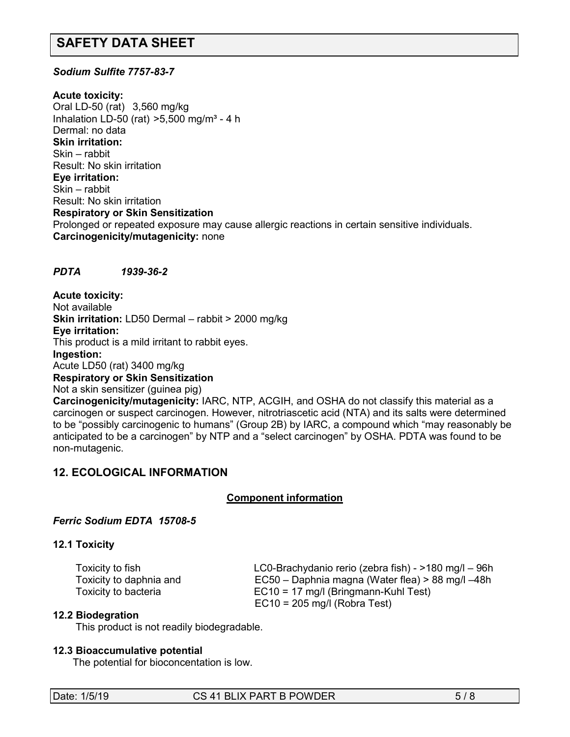# SAFETY DATA SHEET

*Sodium Sulfite 7757-83-7*

**Acute toxicity:**
Oral LD-50 (rat) 3,560 mg/kg
Inhalation LD-50 (rat) >5,500 mg/m³ - 4 h
Dermal: no data
**Skin irritation:**
Skin – rabbit
Result: No skin irritation
**Eye irritation:**
Skin – rabbit
Result: No skin irritation
**Respiratory or Skin Sensitization**
Prolonged or repeated exposure may cause allergic reactions in certain sensitive individuals.
**Carcinogenicity/mutagenicity:** none

*PDTA 1939-36-2*

**Acute toxicity:**
Not available
**Skin irritation:** LD50 Dermal – rabbit > 2000 mg/kg
**Eye irritation:**
This product is a mild irritant to rabbit eyes.
**Ingestion:**
Acute LD50 (rat) 3400 mg/kg
**Respiratory or Skin Sensitization**
Not a skin sensitizer (guinea pig)
**Carcinogenicity/mutagenicity:** IARC, NTP, ACGIH, and OSHA do not classify this material as a carcinogen or suspect carcinogen. However, nitrotriascetic acid (NTA) and its salts were determined to be "possibly carcinogenic to humans" (Group 2B) by IARC, a compound which "may reasonably be anticipated to be a carcinogen" by NTP and a "select carcinogen" by OSHA. PDTA was found to be non-mutagenic.

## 12. ECOLOGICAL INFORMATION

**Component information**

*Ferric Sodium EDTA 15708-5*

### 12.1 Toxicity

| | |
|---|---|
| Toxicity to fish | LC0-Brachydanio rerio (zebra fish) - >180 mg/l – 96h |
| Toxicity to daphnia and | EC50 – Daphnia magna (Water flea) > 88 mg/l –48h |
| Toxicity to bacteria | EC10 = 17 mg/l (Bringmann-Kuhl Test) |
| | EC10 = 205 mg/l (Robra Test) |

### 12.2 Biodegration

This product is not readily biodegradable.

### 12.3 Bioaccumulative potential

The potential for bioconcentation is low.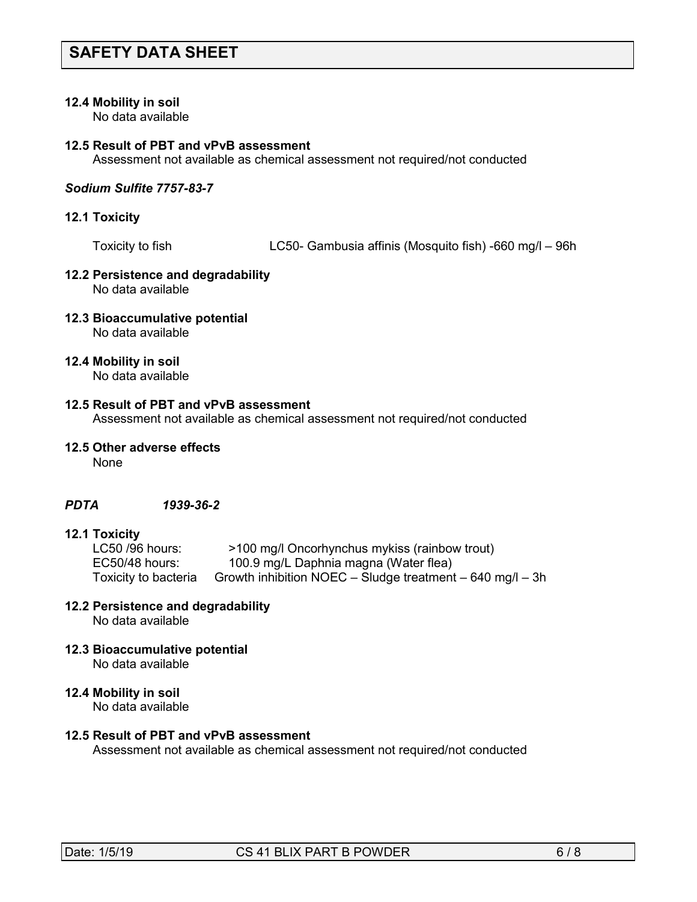### 12.4 Mobility in soil

No data available

### 12.5 Result of PBT and vPvB assessment

Assessment not available as chemical assessment not required/not conducted

***Sodium Sulfite 7757-83-7***

### 12.1 Toxicity

Toxicity to fish LC50- Gambusia affinis (Mosquito fish) -660 mg/l – 96h

### 12.2 Persistence and degradability

No data available

### 12.3 Bioaccumulative potential

No data available

### 12.4 Mobility in soil

No data available

### 12.5 Result of PBT and vPvB assessment

Assessment not available as chemical assessment not required/not conducted

### 12.5 Other adverse effects

None

***PDTA 1939-36-2***

### 12.1 Toxicity

LC50 /96 hours: >100 mg/l Oncorhynchus mykiss (rainbow trout)
EC50/48 hours: 100.9 mg/L Daphnia magna (Water flea)
Toxicity to bacteria Growth inhibition NOEC – Sludge treatment – 640 mg/l – 3h

### 12.2 Persistence and degradability

No data available

### 12.3 Bioaccumulative potential

No data available

### 12.4 Mobility in soil

No data available

### 12.5 Result of PBT and vPvB assessment

Assessment not available as chemical assessment not required/not conducted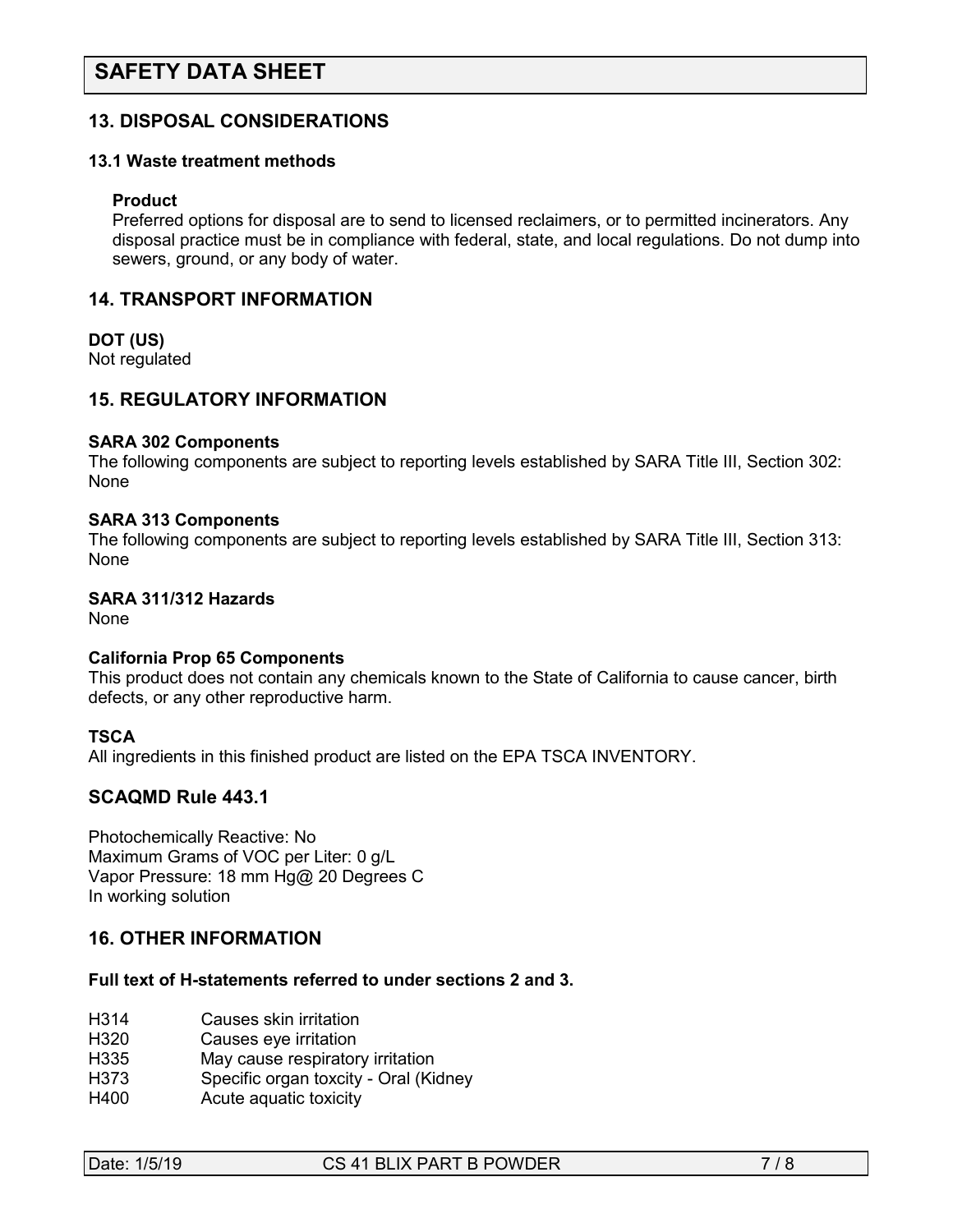## 13. DISPOSAL CONSIDERATIONS

### 13.1 Waste treatment methods

**Product**

Preferred options for disposal are to send to licensed reclaimers, or to permitted incinerators. Any disposal practice must be in compliance with federal, state, and local regulations. Do not dump into sewers, ground, or any body of water.

## 14. TRANSPORT INFORMATION

**DOT (US)**

Not regulated

## 15. REGULATORY INFORMATION

**SARA 302 Components**

The following components are subject to reporting levels established by SARA Title III, Section 302: None

**SARA 313 Components**

The following components are subject to reporting levels established by SARA Title III, Section 313: None

**SARA 311/312 Hazards**

None

**California Prop 65 Components**

This product does not contain any chemicals known to the State of California to cause cancer, birth defects, or any other reproductive harm.

**TSCA**

All ingredients in this finished product are listed on the EPA TSCA INVENTORY.

## SCAQMD Rule 443.1

Photochemically Reactive: No
Maximum Grams of VOC per Liter: 0 g/L
Vapor Pressure: 18 mm Hg@ 20 Degrees C
In working solution

## 16. OTHER INFORMATION

**Full text of H-statements referred to under sections 2 and 3.**

| | |
|---|---|
| H314 | Causes skin irritation |
| H320 | Causes eye irritation |
| H335 | May cause respiratory irritation |
| H373 | Specific organ toxcity - Oral (Kidney |
| H400 | Acute aquatic toxicity |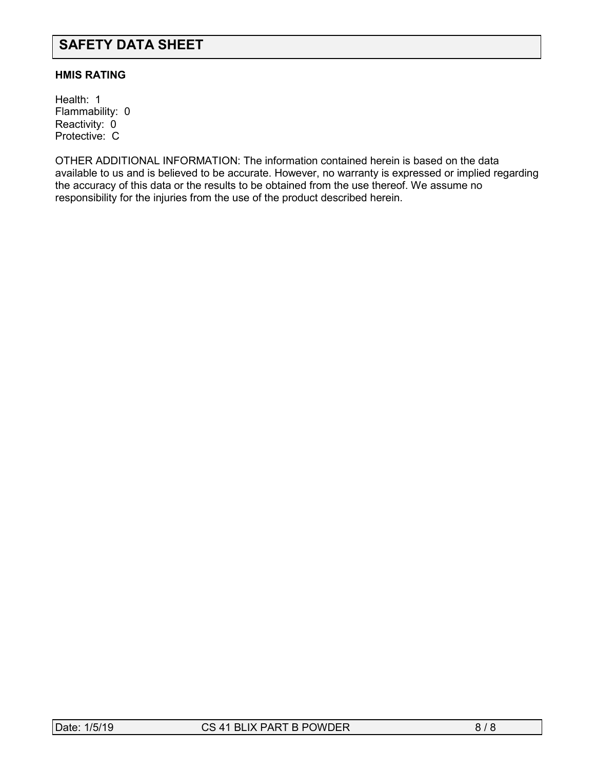# SAFETY DATA SHEET

**HMIS RATING**

Health: 1
Flammability: 0
Reactivity: 0
Protective: C

OTHER ADDITIONAL INFORMATION: The information contained herein is based on the data available to us and is believed to be accurate. However, no warranty is expressed or implied regarding the accuracy of this data or the results to be obtained from the use thereof. We assume no responsibility for the injuries from the use of the product described herein.